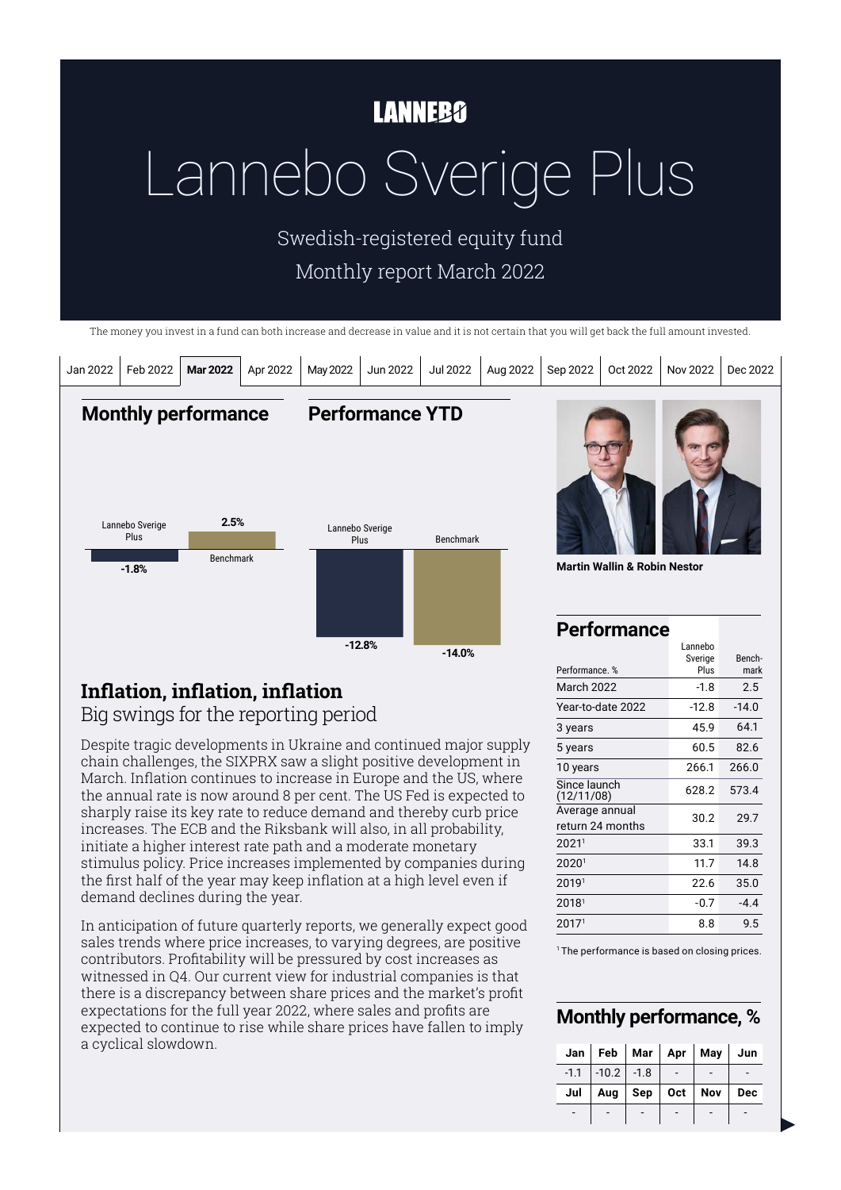LANNEBO

# Lannebo Sverige Plus

Swedish-registered equity fund

Monthly report March 2022

The money you invest in a fund can both increase and decrease in value and it is not certain that you will get back the full amount invested.

Jan 2022 | Feb 2022 | **Mar 2022** | Apr 2022 | May 2022 | Jun 2022 | Jul 2022 | Aug 2022 | Sep 2022 | Oct 2022 | Nov 2022 | Dec 2022

## Monthly performance

Lannebo Sverige Plus: -1.8%
Benchmark: 2.5%

## Performance YTD

Lannebo Sverige Plus: -12.8%
Benchmark: -14.0%

**Martin Wallin & Robin Nestor**

## Performance

| Performance. % | Lannebo Sverige Plus | Bench-mark |
|---|---|---|
| March 2022 | -1.8 | 2.5 |
| Year-to-date 2022 | -12.8 | -14.0 |
| 3 years | 45.9 | 64.1 |
| 5 years | 60.5 | 82.6 |
| 10 years | 266.1 | 266.0 |
| Since launch (12/11/08) | 628.2 | 573.4 |
| Average annual return 24 months | 30.2 | 29.7 |
| 2021[1] | 33.1 | 39.3 |
| 2020[1] | 11.7 | 14.8 |
| 2019[1] | 22.6 | 35.0 |
| 2018[1] | -0.7 | -4.4 |
| 2017[1] | 8.8 | 9.5 |

[1] The performance is based on closing prices.

## Monthly performance, %

| Jan | Feb | Mar | Apr | May | Jun |
|---|---|---|---|---|---|
| -1.1 | -10.2 | -1.8 | - | - | - |
| **Jul** | **Aug** | **Sep** | **Oct** | **Nov** | **Dec** |
| - | - | - | - | - | - |

## Inflation, inflation, inflation

### Big swings for the reporting period

Despite tragic developments in Ukraine and continued major supply chain challenges, the SIXPRX saw a slight positive development in March. Inflation continues to increase in Europe and the US, where the annual rate is now around 8 per cent. The US Fed is expected to sharply raise its key rate to reduce demand and thereby curb price increases. The ECB and the Riksbank will also, in all probability, initiate a higher interest rate path and a moderate monetary stimulus policy. Price increases implemented by companies during the first half of the year may keep inflation at a high level even if demand declines during the year.

In anticipation of future quarterly reports, we generally expect good sales trends where price increases, to varying degrees, are positive contributors. Profitability will be pressured by cost increases as witnessed in Q4. Our current view for industrial companies is that there is a discrepancy between share prices and the market's profit expectations for the full year 2022, where sales and profits are expected to continue to rise while share prices have fallen to imply a cyclical slowdown.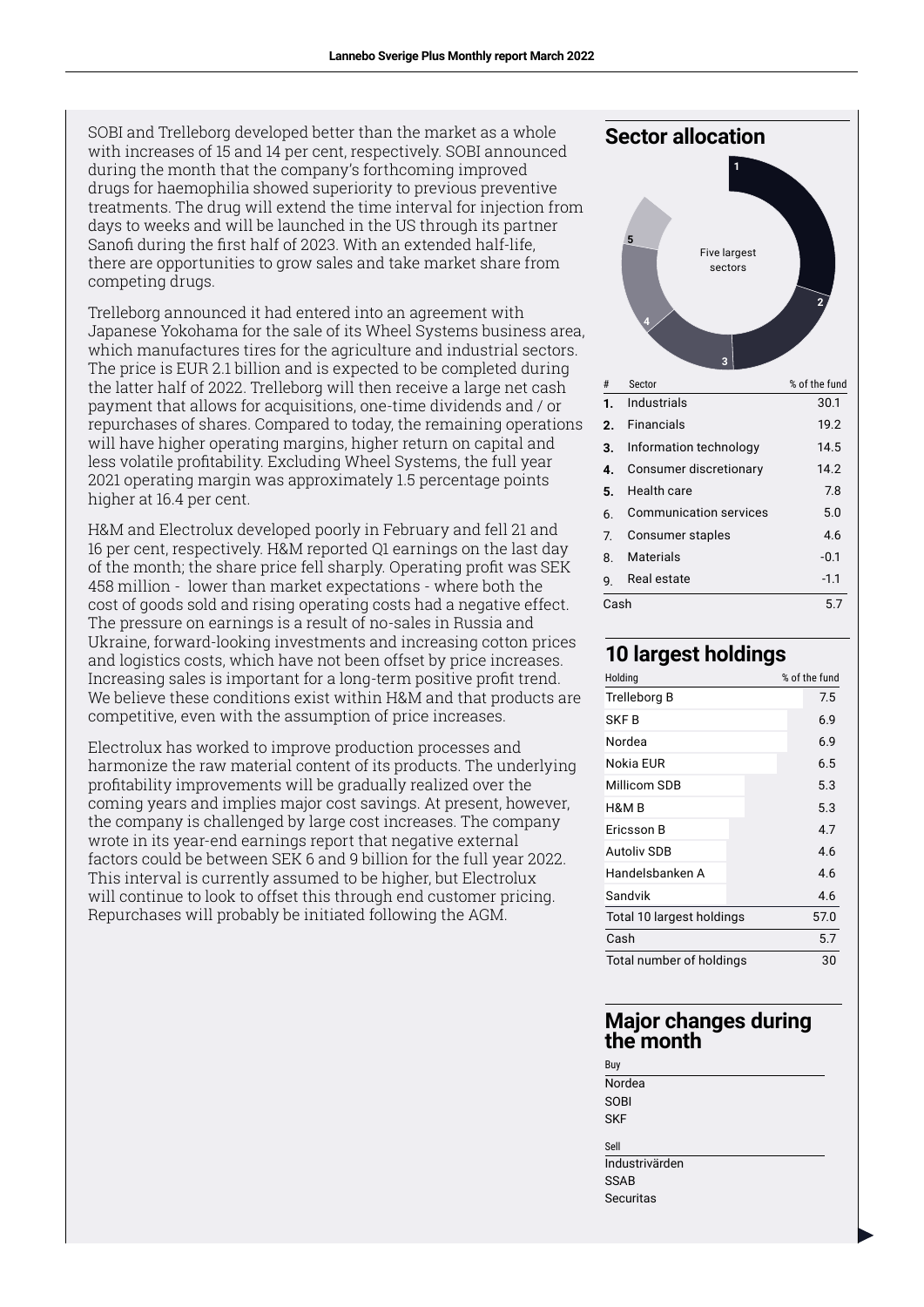SOBI and Trelleborg developed better than the market as a whole with increases of 15 and 14 per cent, respectively. SOBI announced during the month that the company's forthcoming improved drugs for haemophilia showed superiority to previous preventive treatments. The drug will extend the time interval for injection from days to weeks and will be launched in the US through its partner Sanofi during the first half of 2023. With an extended half-life, there are opportunities to grow sales and take market share from competing drugs.

Trelleborg announced it had entered into an agreement with Japanese Yokohama for the sale of its Wheel Systems business area, which manufactures tires for the agriculture and industrial sectors. The price is EUR 2.1 billion and is expected to be completed during the latter half of 2022. Trelleborg will then receive a large net cash payment that allows for acquisitions, one-time dividends and / or repurchases of shares. Compared to today, the remaining operations will have higher operating margins, higher return on capital and less volatile profitability. Excluding Wheel Systems, the full year 2021 operating margin was approximately 1.5 percentage points higher at 16.4 per cent.

H&M and Electrolux developed poorly in February and fell 21 and 16 per cent, respectively. H&M reported Q1 earnings on the last day of the month; the share price fell sharply. Operating profit was SEK 458 million - lower than market expectations - where both the cost of goods sold and rising operating costs had a negative effect. The pressure on earnings is a result of no-sales in Russia and Ukraine, forward-looking investments and increasing cotton prices and logistics costs, which have not been offset by price increases. Increasing sales is important for a long-term positive profit trend. We believe these conditions exist within H&M and that products are competitive, even with the assumption of price increases.

Electrolux has worked to improve production processes and harmonize the raw material content of its products. The underlying profitability improvements will be gradually realized over the coming years and implies major cost savings. At present, however, the company is challenged by large cost increases. The company wrote in its year-end earnings report that negative external factors could be between SEK 6 and 9 billion for the full year 2022. This interval is currently assumed to be higher, but Electrolux will continue to look to offset this through end customer pricing. Repurchases will probably be initiated following the AGM.

## Sector allocation

Five largest sectors

| # | Sector | % of the fund |
|---|---|---|
| **1.** | Industrials | 30.1 |
| **2.** | Financials | 19.2 |
| **3.** | Information technology | 14.5 |
| **4.** | Consumer discretionary | 14.2 |
| **5.** | Health care | 7.8 |
| 6. | Communication services | 5.0 |
| 7. | Consumer staples | 4.6 |
| 8. | Materials | -0.1 |
| 9. | Real estate | -1.1 |
| Cash | | 5.7 |

## 10 largest holdings

| Holding | % of the fund |
|---|---|
| Trelleborg B | 7.5 |
| SKF B | 6.9 |
| Nordea | 6.9 |
| Nokia EUR | 6.5 |
| Millicom SDB | 5.3 |
| H&M B | 5.3 |
| Ericsson B | 4.7 |
| Autoliv SDB | 4.6 |
| Handelsbanken A | 4.6 |
| Sandvik | 4.6 |
| Total 10 largest holdings | 57.0 |
| Cash | 5.7 |
| Total number of holdings | 30 |

## Major changes during the month

Buy

- Nordea
- SOBI
- SKF

Sell

- Industrivärden
- SSAB
- Securitas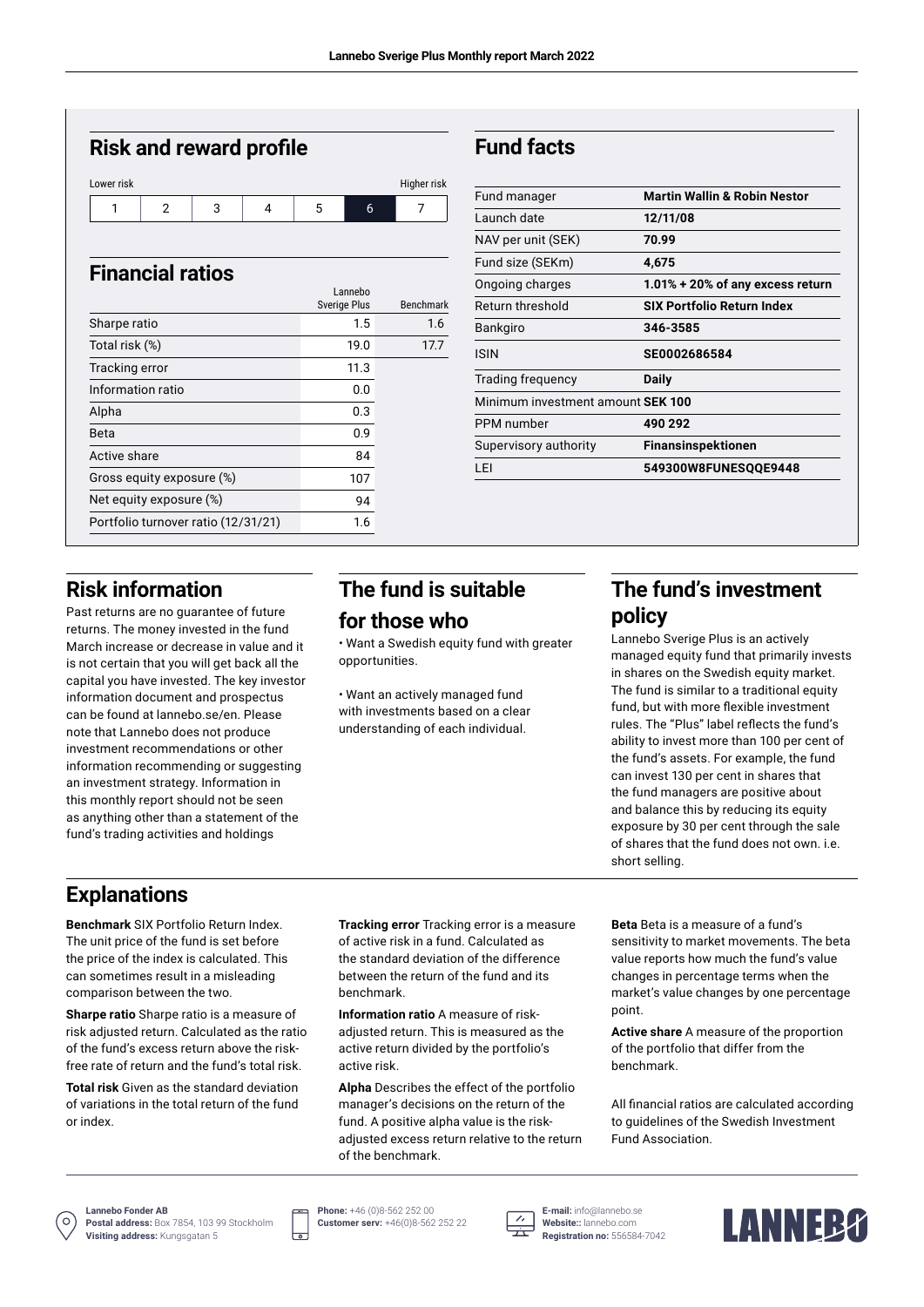## Risk and reward profile

Lower risk — Higher risk

| 1 | 2 | 3 | 4 | 5 | 6 | 7 |
|---|---|---|---|---|---|---|

(Risk class highlighted: 6)

## Financial ratios

| | Lannebo Sverige Plus | Benchmark |
|---|---|---|
| Sharpe ratio | 1.5 | 1.6 |
| Total risk (%) | 19.0 | 17.7 |
| Tracking error | 11.3 | |
| Information ratio | 0.0 | |
| Alpha | 0.3 | |
| Beta | 0.9 | |
| Active share | 84 | |
| Gross equity exposure (%) | 107 | |
| Net equity exposure (%) | 94 | |
| Portfolio turnover ratio (12/31/21) | 1.6 | |

## Fund facts

| | |
|---|---|
| Fund manager | **Martin Wallin & Robin Nestor** |
| Launch date | **12/11/08** |
| NAV per unit (SEK) | **70.99** |
| Fund size (SEKm) | **4,675** |
| Ongoing charges | **1.01% + 20% of any excess return** |
| Return threshold | **SIX Portfolio Return Index** |
| Bankgiro | **346-3585** |
| ISIN | **SE0002686584** |
| Trading frequency | **Daily** |
| Minimum investment amount | **SEK 100** |
| PPM number | **490 292** |
| Supervisory authority | **Finansinspektionen** |
| LEI | **549300W8FUNESQQE9448** |

## Risk information

Past returns are no guarantee of future returns. The money invested in the fund March increase or decrease in value and it is not certain that you will get back all the capital you have invested. The key investor information document and prospectus can be found at lannebo.se/en. Please note that Lannebo does not produce investment recommendations or other information recommending or suggesting an investment strategy. Information in this monthly report should not be seen as anything other than a statement of the fund's trading activities and holdings

## The fund is suitable for those who

• Want a Swedish equity fund with greater opportunities.

• Want an actively managed fund with investments based on a clear understanding of each individual.

## The fund's investment policy

Lannebo Sverige Plus is an actively managed equity fund that primarily invests in shares on the Swedish equity market. The fund is similar to a traditional equity fund, but with more flexible investment rules. The "Plus" label reflects the fund's ability to invest more than 100 per cent of the fund's assets. For example, the fund can invest 130 per cent in shares that the fund managers are positive about and balance this by reducing its equity exposure by 30 per cent through the sale of shares that the fund does not own. i.e. short selling.

## Explanations

**Benchmark** SIX Portfolio Return Index. The unit price of the fund is set before the price of the index is calculated. This can sometimes result in a misleading comparison between the two.

**Sharpe ratio** Sharpe ratio is a measure of risk adjusted return. Calculated as the ratio of the fund's excess return above the risk-free rate of return and the fund's total risk.

**Total risk** Given as the standard deviation of variations in the total return of the fund or index.

**Tracking error** Tracking error is a measure of active risk in a fund. Calculated as the standard deviation of the difference between the return of the fund and its benchmark.

**Information ratio** A measure of risk-adjusted return. This is measured as the active return divided by the portfolio's active risk.

**Alpha** Describes the effect of the portfolio manager's decisions on the return of the fund. A positive alpha value is the risk-adjusted excess return relative to the return of the benchmark.

**Beta** Beta is a measure of a fund's sensitivity to market movements. The beta value reports how much the fund's value changes in percentage terms when the market's value changes by one percentage point.

**Active share** A measure of the proportion of the portfolio that differ from the benchmark.

All financial ratios are calculated according to guidelines of the Swedish Investment Fund Association.

**Lannebo Fonder AB**
**Postal address:** Box 7854, 103 99 Stockholm
**Visiting address:** Kungsgatan 5

**Phone:** +46 (0)8-562 252 00
**Customer serv:** +46(0)8-562 252 22

**E-mail:** info@lannebo.se
**Website::** lannebo.com
**Registration no:** 556584-7042

LANNEBO